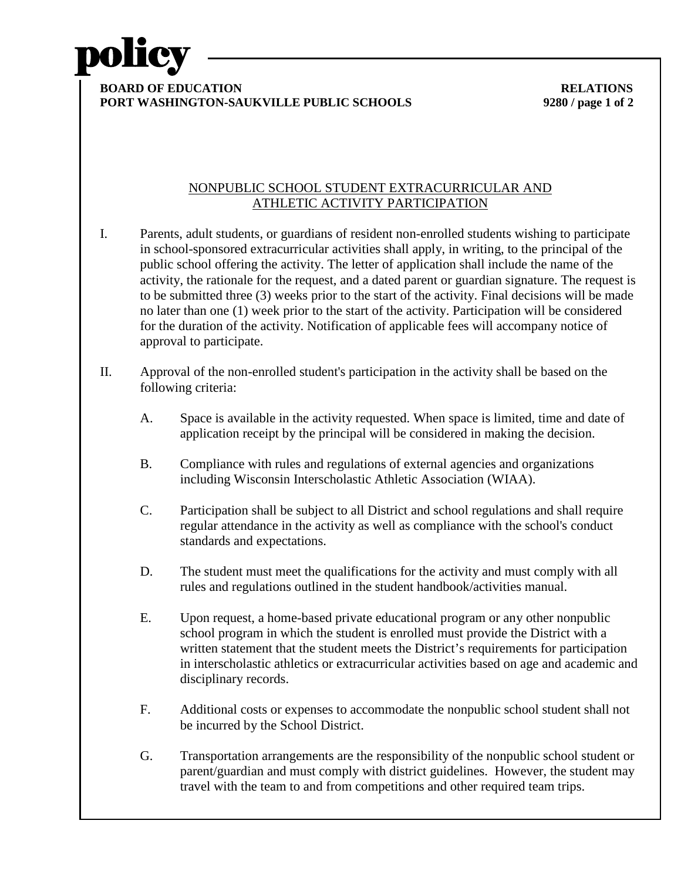# policy

**BOARD OF EDUCATION** **RELATIONS**
**PORT WASHINGTON-SAUKVILLE PUBLIC SCHOOLS** **9280**

## NONPUBLIC SCHOOL STUDENT EXTRACURRICULAR AND ATHLETIC ACTIVITY PARTICIPATION

I. Parents, adult students, or guardians of resident non-enrolled students wishing to participate in school-sponsored extracurricular activities shall apply, in writing, to the principal of the public school offering the activity. The letter of application shall include the name of the activity, the rationale for the request, and a dated parent or guardian signature. The request is to be submitted three (3) weeks prior to the start of the activity. Final decisions will be made no later than one (1) week prior to the start of the activity. Participation will be considered for the duration of the activity. Notification of applicable fees will accompany notice of approval to participate.

II. Approval of the non-enrolled student's participation in the activity shall be based on the following criteria:

   A. Space is available in the activity requested. When space is limited, time and date of application receipt by the principal will be considered in making the decision.

   B. Compliance with rules and regulations of external agencies and organizations including Wisconsin Interscholastic Athletic Association (WIAA).

   C. Participation shall be subject to all District and school regulations and shall require regular attendance in the activity as well as compliance with the school's conduct standards and expectations.

   D. The student must meet the qualifications for the activity and must comply with all rules and regulations outlined in the student handbook/activities manual.

   E. Upon request, a home-based private educational program or any other nonpublic school program in which the student is enrolled must provide the District with a written statement that the student meets the District's requirements for participation in interscholastic athletics or extracurricular activities based on age and academic and disciplinary records.

   F. Additional costs or expenses to accommodate the nonpublic school student shall not be incurred by the School District.

   G. Transportation arrangements are the responsibility of the nonpublic school student or parent/guardian and must comply with district guidelines. However, the student may travel with the team to and from competitions and other required team trips.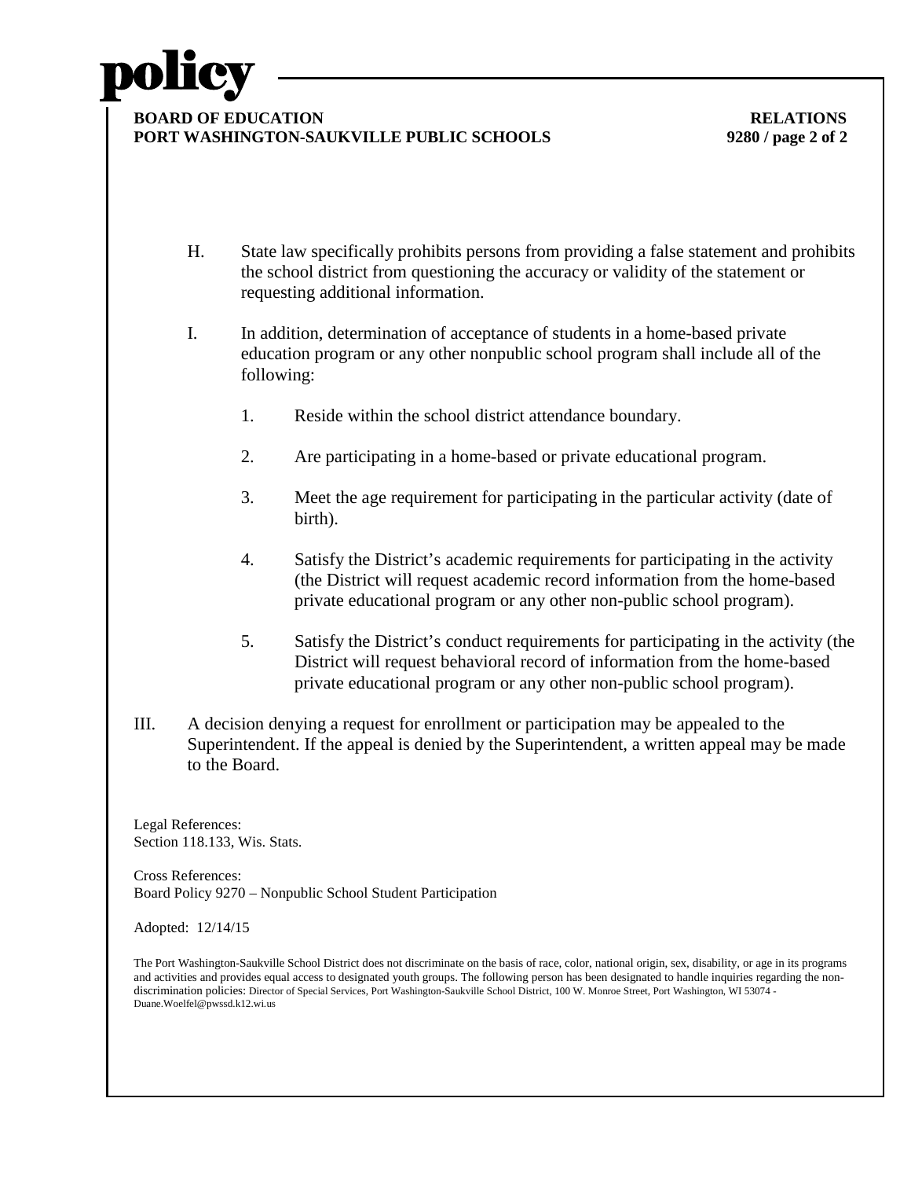H. State law specifically prohibits persons from providing a false statement and prohibits the school district from questioning the accuracy or validity of the statement or requesting additional information.

I. In addition, determination of acceptance of students in a home-based private education program or any other nonpublic school program shall include all of the following:

1. Reside within the school district attendance boundary.

2. Are participating in a home-based or private educational program.

3. Meet the age requirement for participating in the particular activity (date of birth).

4. Satisfy the District's academic requirements for participating in the activity (the District will request academic record information from the home-based private educational program or any other non-public school program).

5. Satisfy the District's conduct requirements for participating in the activity (the District will request behavioral record of information from the home-based private educational program or any other non-public school program).

III. A decision denying a request for enrollment or participation may be appealed to the Superintendent. If the appeal is denied by the Superintendent, a written appeal may be made to the Board.

Legal References:
Section 118.133, Wis. Stats.

Cross References:
Board Policy 9270 – Nonpublic School Student Participation

Adopted: 12/14/15

The Port Washington-Saukville School District does not discriminate on the basis of race, color, national origin, sex, disability, or age in its programs and activities and provides equal access to designated youth groups. The following person has been designated to handle inquiries regarding the non-discrimination policies: Director of Special Services, Port Washington-Saukville School District, 100 W. Monroe Street, Port Washington, WI 53074 - Duane.Woelfel@pwssd.k12.wi.us